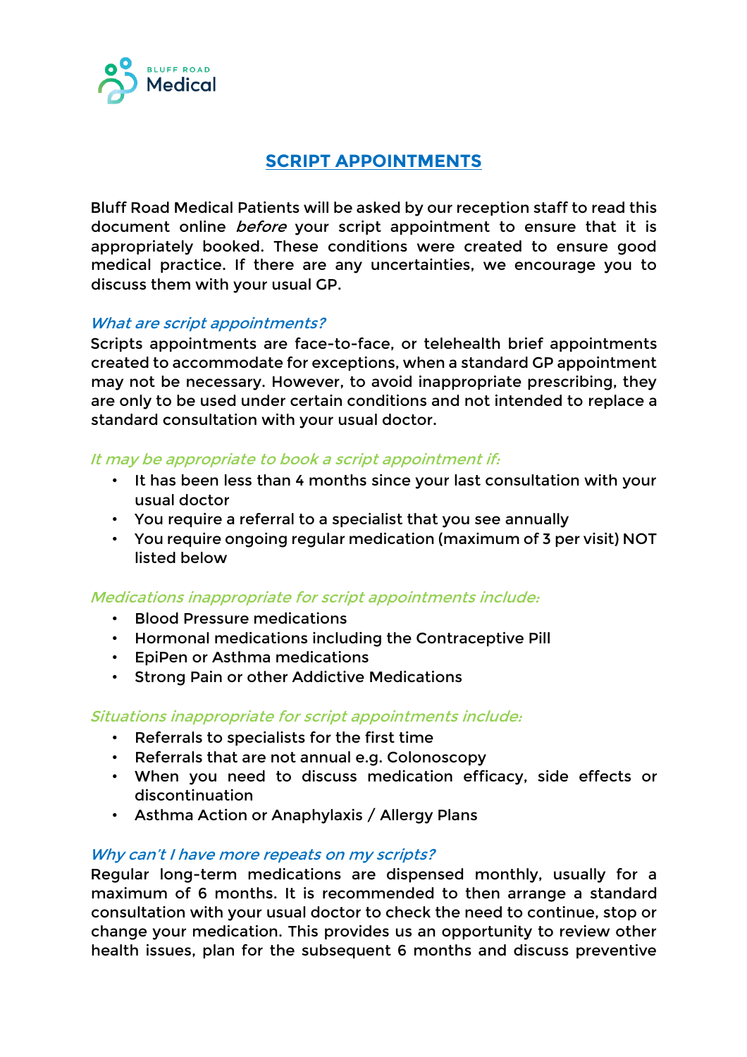BLUFF ROAD Medical

# SCRIPT APPOINTMENTS

Bluff Road Medical Patients will be asked by our reception staff to read this document online *before* your script appointment to ensure that it is appropriately booked. These conditions were created to ensure good medical practice. If there are any uncertainties, we encourage you to discuss them with your usual GP.

### *What are script appointments?*

Scripts appointments are face-to-face, or telehealth brief appointments created to accommodate for exceptions, when a standard GP appointment may not be necessary. However, to avoid inappropriate prescribing, they are only to be used under certain conditions and not intended to replace a standard consultation with your usual doctor.

### *It may be appropriate to book a script appointment if:*

- It has been less than 4 months since your last consultation with your usual doctor
- You require a referral to a specialist that you see annually
- You require ongoing regular medication (maximum of 3 per visit) NOT listed below

### *Medications inappropriate for script appointments include:*

- Blood Pressure medications
- Hormonal medications including the Contraceptive Pill
- EpiPen or Asthma medications
- Strong Pain or other Addictive Medications

### *Situations inappropriate for script appointments include:*

- Referrals to specialists for the first time
- Referrals that are not annual e.g. Colonoscopy
- When you need to discuss medication efficacy, side effects or discontinuation
- Asthma Action or Anaphylaxis / Allergy Plans

### *Why can't I have more repeats on my scripts?*

Regular long-term medications are dispensed monthly, usually for a maximum of 6 months. It is recommended to then arrange a standard consultation with your usual doctor to check the need to continue, stop or change your medication. This provides us an opportunity to review other health issues, plan for the subsequent 6 months and discuss preventive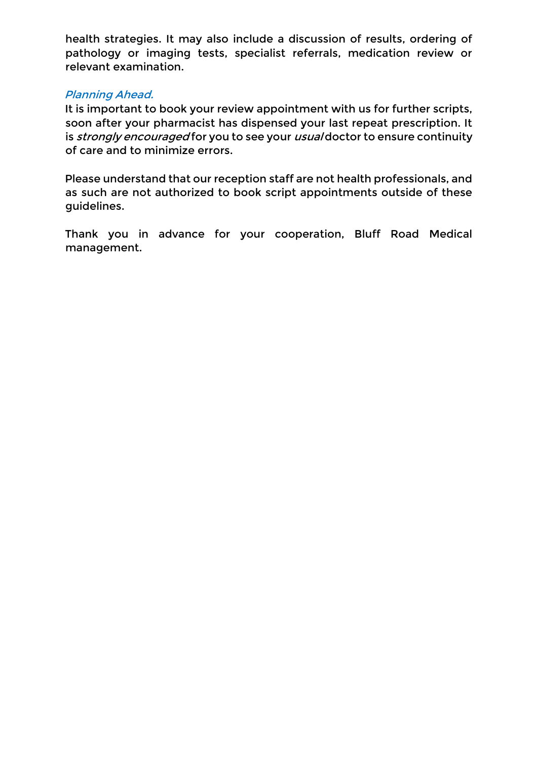health strategies. It may also include a discussion of results, ordering of pathology or imaging tests, specialist referrals, medication review or relevant examination.

*Planning Ahead.*

It is important to book your review appointment with us for further scripts, soon after your pharmacist has dispensed your last repeat prescription. It is *strongly encouraged* for you to see your *usual* doctor to ensure continuity of care and to minimize errors.

Please understand that our reception staff are not health professionals, and as such are not authorized to book script appointments outside of these guidelines.

Thank you in advance for your cooperation, Bluff Road Medical management.